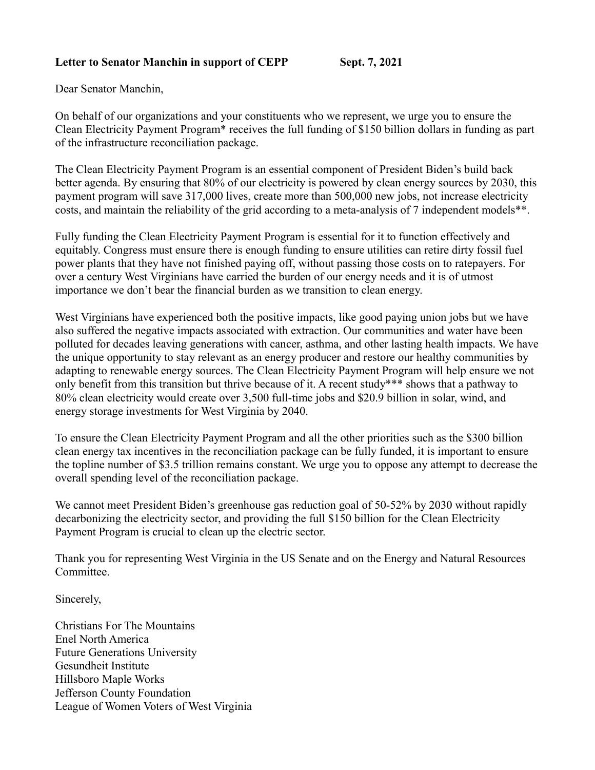**Letter to Senator Manchin in support of CEPP          Sept. 7, 2021**

Dear Senator Manchin,

On behalf of our organizations and your constituents who we represent, we urge you to ensure the Clean Electricity Payment Program* receives the full funding of $150 billion dollars in funding as part of the infrastructure reconciliation package.

The Clean Electricity Payment Program is an essential component of President Biden's build back better agenda. By ensuring that 80% of our electricity is powered by clean energy sources by 2030, this payment program will save 317,000 lives, create more than 500,000 new jobs, not increase electricity costs, and maintain the reliability of the grid according to a meta-analysis of 7 independent models**.

Fully funding the Clean Electricity Payment Program is essential for it to function effectively and equitably. Congress must ensure there is enough funding to ensure utilities can retire dirty fossil fuel power plants that they have not finished paying off, without passing those costs on to ratepayers. For over a century West Virginians have carried the burden of our energy needs and it is of utmost importance we don't bear the financial burden as we transition to clean energy.

West Virginians have experienced both the positive impacts, like good paying union jobs but we have also suffered the negative impacts associated with extraction. Our communities and water have been polluted for decades leaving generations with cancer, asthma, and other lasting health impacts. We have the unique opportunity to stay relevant as an energy producer and restore our healthy communities by adapting to renewable energy sources. The Clean Electricity Payment Program will help ensure we not only benefit from this transition but thrive because of it. A recent study*** shows that a pathway to 80% clean electricity would create over 3,500 full-time jobs and $20.9 billion in solar, wind, and energy storage investments for West Virginia by 2040.

To ensure the Clean Electricity Payment Program and all the other priorities such as the $300 billion clean energy tax incentives in the reconciliation package can be fully funded, it is important to ensure the topline number of $3.5 trillion remains constant. We urge you to oppose any attempt to decrease the overall spending level of the reconciliation package.

We cannot meet President Biden's greenhouse gas reduction goal of 50-52% by 2030 without rapidly decarbonizing the electricity sector, and providing the full $150 billion for the Clean Electricity Payment Program is crucial to clean up the electric sector.

Thank you for representing West Virginia in the US Senate and on the Energy and Natural Resources Committee.

Sincerely,

Christians For The Mountains  
Enel North America  
Future Generations University  
Gesundheit Institute  
Hillsboro Maple Works  
Jefferson County Foundation  
League of Women Voters of West Virginia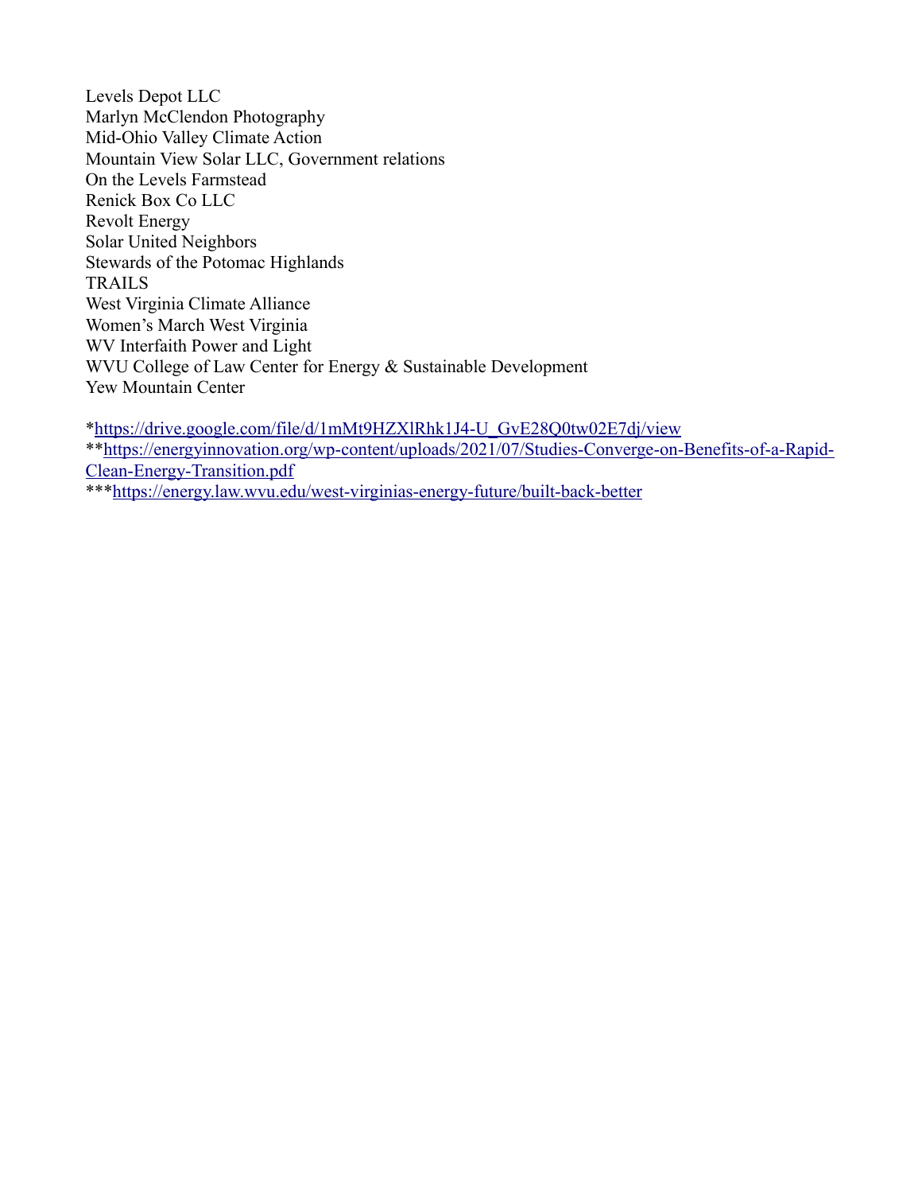Levels Depot LLC
Marlyn McClendon Photography
Mid-Ohio Valley Climate Action
Mountain View Solar LLC, Government relations
On the Levels Farmstead
Renick Box Co LLC
Revolt Energy
Solar United Neighbors
Stewards of the Potomac Highlands
TRAILS
West Virginia Climate Alliance
Women's March West Virginia
WV Interfaith Power and Light
WVU College of Law Center for Energy & Sustainable Development
Yew Mountain Center

*https://drive.google.com/file/d/1mMt9HZXlRhk1J4-U_GvE28Q0tw02E7dj/view
**https://energyinnovation.org/wp-content/uploads/2021/07/Studies-Converge-on-Benefits-of-a-Rapid-Clean-Energy-Transition.pdf
***https://energy.law.wvu.edu/west-virginias-energy-future/built-back-better